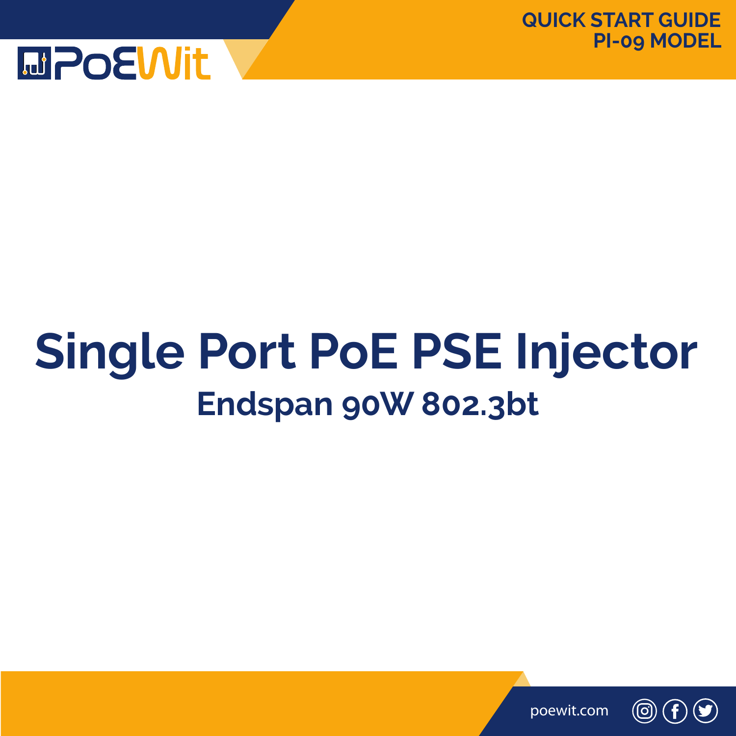PoEWit

QUICK START GUIDE
PI-09 MODEL

# Single Port PoE PSE Injector

## Endspan 90W 802.3bt

poewit.com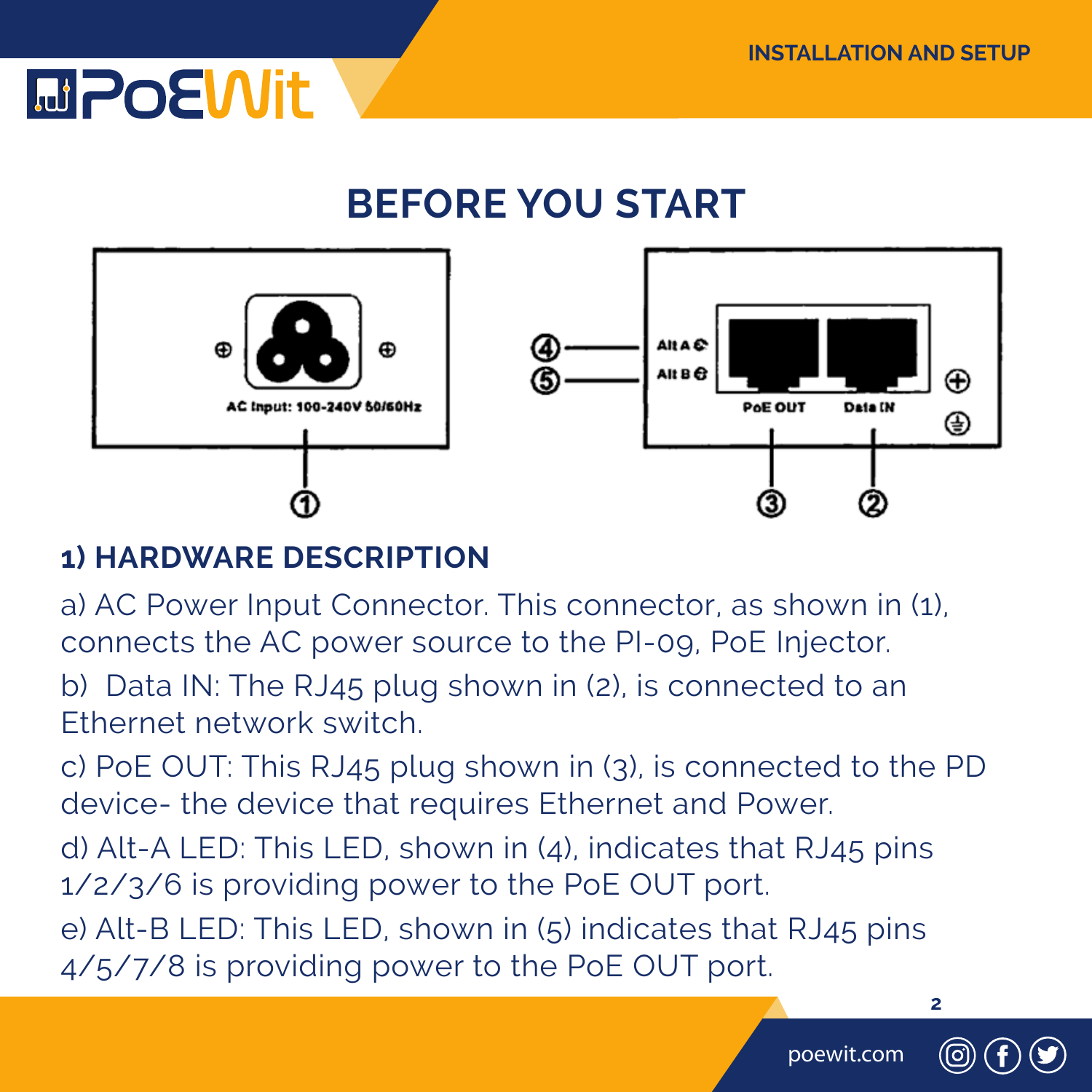# BEFORE YOU START

## 1) HARDWARE DESCRIPTION

a) AC Power Input Connector. This connector, as shown in (1), connects the AC power source to the PI-09, PoE Injector.

b) Data IN: The RJ45 plug shown in (2), is connected to an Ethernet network switch.

c) PoE OUT: This RJ45 plug shown in (3), is connected to the PD device- the device that requires Ethernet and Power.

d) Alt-A LED: This LED, shown in (4), indicates that RJ45 pins 1/2/3/6 is providing power to the PoE OUT port.

e) Alt-B LED: This LED, shown in (5) indicates that RJ45 pins 4/5/7/8 is providing power to the PoE OUT port.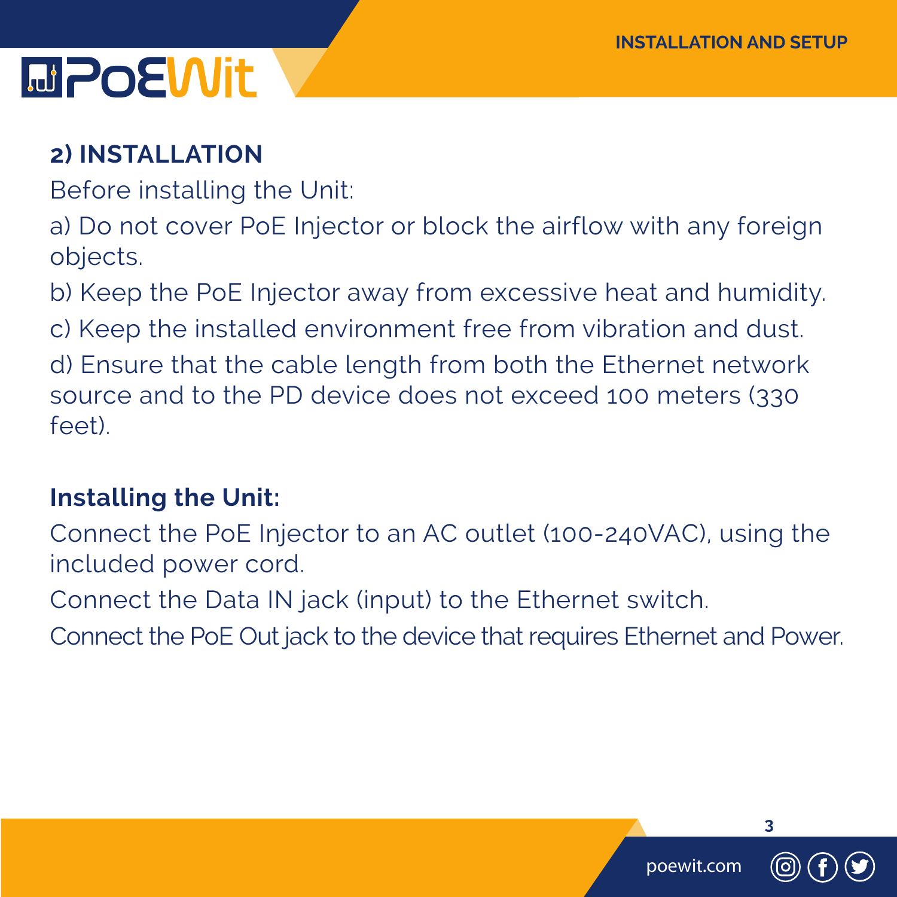## 2) INSTALLATION

Before installing the Unit:

a) Do not cover PoE Injector or block the airflow with any foreign objects.

b) Keep the PoE Injector away from excessive heat and humidity.

c) Keep the installed environment free from vibration and dust.

d) Ensure that the cable length from both the Ethernet network source and to the PD device does not exceed 100 meters (330 feet).

### Installing the Unit:

Connect the PoE Injector to an AC outlet (100-240VAC), using the included power cord.

Connect the Data IN jack (input) to the Ethernet switch.

Connect the PoE Out jack to the device that requires Ethernet and Power.